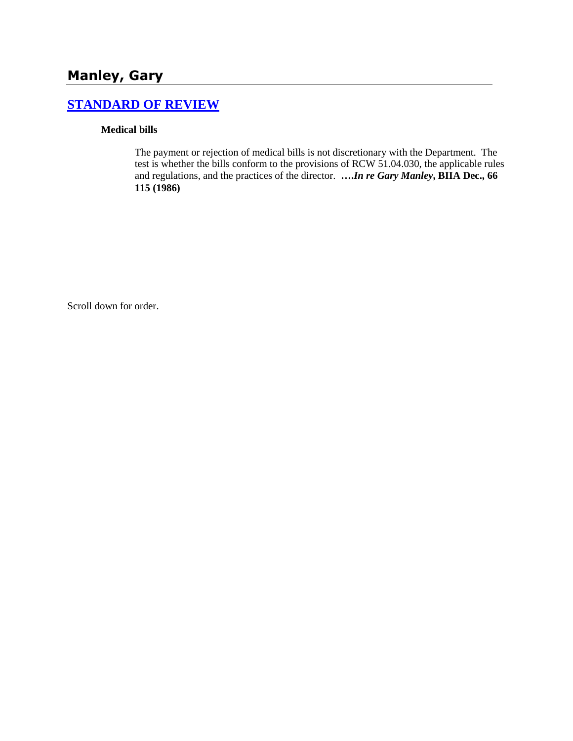# Manley, Gary

## STANDARD OF REVIEW

**Medical bills**

> The payment or rejection of medical bills is not discretionary with the Department. The test is whether the bills conform to the provisions of RCW 51.04.030, the applicable rules and regulations, and the practices of the director. **….*In re Gary Manley*, BIIA Dec., 66 115 (1986)**

Scroll down for order.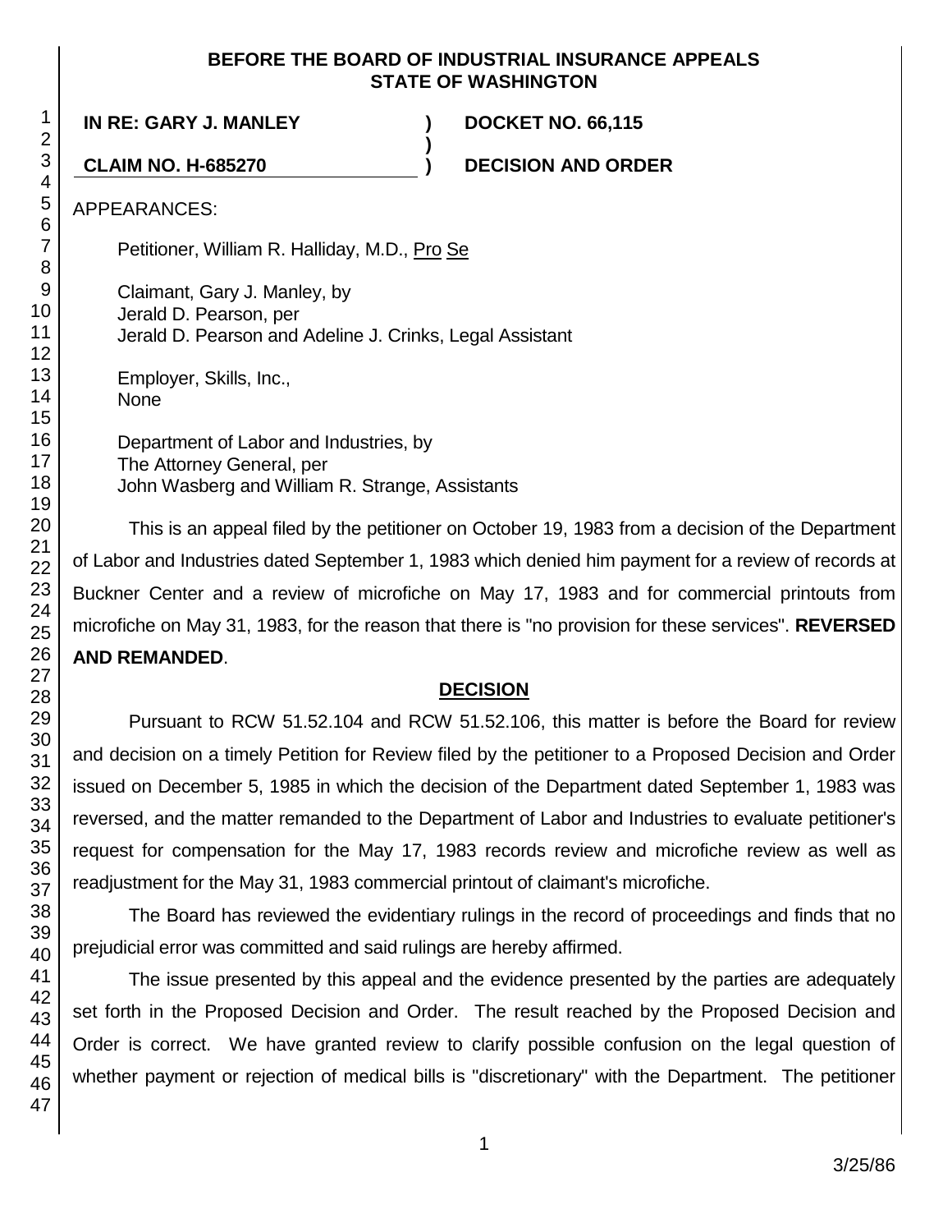**BEFORE THE BOARD OF INDUSTRIAL INSURANCE APPEALS**
**STATE OF WASHINGTON**

| | | |
|---|---|---|
| **IN RE: GARY J. MANLEY** | **)** | **DOCKET NO. 66,115** |
| | **)** | |
| **CLAIM NO. H-685270** | **)** | **DECISION AND ORDER** |

APPEARANCES:

Petitioner, William R. Halliday, M.D., Pro Se

Claimant, Gary J. Manley, by
Jerald D. Pearson, per
Jerald D. Pearson and Adeline J. Crinks, Legal Assistant

Employer, Skills, Inc.,
None

Department of Labor and Industries, by
The Attorney General, per
John Wasberg and William R. Strange, Assistants

This is an appeal filed by the petitioner on October 19, 1983 from a decision of the Department of Labor and Industries dated September 1, 1983 which denied him payment for a review of records at Buckner Center and a review of microfiche on May 17, 1983 and for commercial printouts from microfiche on May 31, 1983, for the reason that there is "no provision for these services". **REVERSED AND REMANDED**.

## DECISION

Pursuant to RCW 51.52.104 and RCW 51.52.106, this matter is before the Board for review and decision on a timely Petition for Review filed by the petitioner to a Proposed Decision and Order issued on December 5, 1985 in which the decision of the Department dated September 1, 1983 was reversed, and the matter remanded to the Department of Labor and Industries to evaluate petitioner's request for compensation for the May 17, 1983 records review and microfiche review as well as readjustment for the May 31, 1983 commercial printout of claimant's microfiche.

The Board has reviewed the evidentiary rulings in the record of proceedings and finds that no prejudicial error was committed and said rulings are hereby affirmed.

The issue presented by this appeal and the evidence presented by the parties are adequately set forth in the Proposed Decision and Order. The result reached by the Proposed Decision and Order is correct. We have granted review to clarify possible confusion on the legal question of whether payment or rejection of medical bills is "discretionary" with the Department. The petitioner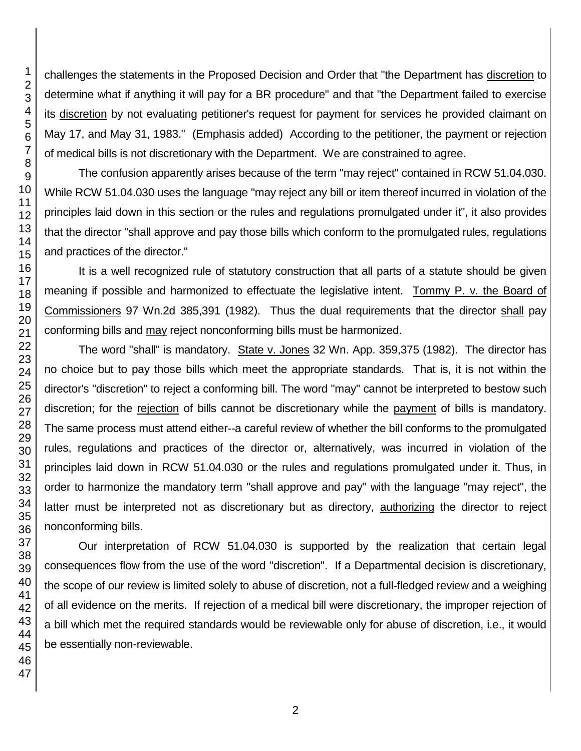challenges the statements in the Proposed Decision and Order that "the Department has discretion to determine what if anything it will pay for a BR procedure" and that "the Department failed to exercise its discretion by not evaluating petitioner's request for payment for services he provided claimant on May 17, and May 31, 1983." (Emphasis added) According to the petitioner, the payment or rejection of medical bills is not discretionary with the Department. We are constrained to agree.

The confusion apparently arises because of the term "may reject" contained in RCW 51.04.030. While RCW 51.04.030 uses the language "may reject any bill or item thereof incurred in violation of the principles laid down in this section or the rules and regulations promulgated under it", it also provides that the director "shall approve and pay those bills which conform to the promulgated rules, regulations and practices of the director."

It is a well recognized rule of statutory construction that all parts of a statute should be given meaning if possible and harmonized to effectuate the legislative intent. Tommy P. v. the Board of Commissioners 97 Wn.2d 385,391 (1982). Thus the dual requirements that the director shall pay conforming bills and may reject nonconforming bills must be harmonized.

The word "shall" is mandatory. State v. Jones 32 Wn. App. 359,375 (1982). The director has no choice but to pay those bills which meet the appropriate standards. That is, it is not within the director's "discretion" to reject a conforming bill. The word "may" cannot be interpreted to bestow such discretion; for the rejection of bills cannot be discretionary while the payment of bills is mandatory. The same process must attend either--a careful review of whether the bill conforms to the promulgated rules, regulations and practices of the director or, alternatively, was incurred in violation of the principles laid down in RCW 51.04.030 or the rules and regulations promulgated under it. Thus, in order to harmonize the mandatory term "shall approve and pay" with the language "may reject", the latter must be interpreted not as discretionary but as directory, authorizing the director to reject nonconforming bills.

Our interpretation of RCW 51.04.030 is supported by the realization that certain legal consequences flow from the use of the word "discretion". If a Departmental decision is discretionary, the scope of our review is limited solely to abuse of discretion, not a full-fledged review and a weighing of all evidence on the merits. If rejection of a medical bill were discretionary, the improper rejection of a bill which met the required standards would be reviewable only for abuse of discretion, i.e., it would be essentially non-reviewable.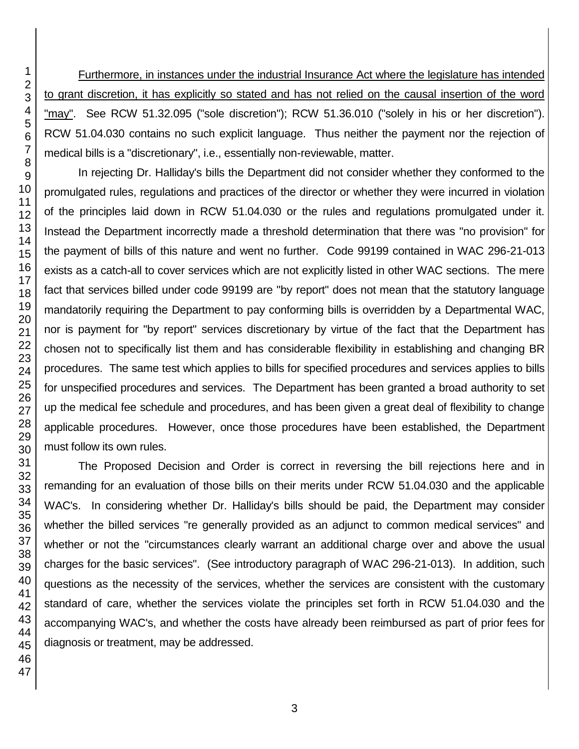Furthermore, in instances under the industrial Insurance Act where the legislature has intended to grant discretion, it has explicitly so stated and has not relied on the causal insertion of the word "may". See RCW 51.32.095 ("sole discretion"); RCW 51.36.010 ("solely in his or her discretion"). RCW 51.04.030 contains no such explicit language. Thus neither the payment nor the rejection of medical bills is a "discretionary", i.e., essentially non-reviewable, matter.

In rejecting Dr. Halliday's bills the Department did not consider whether they conformed to the promulgated rules, regulations and practices of the director or whether they were incurred in violation of the principles laid down in RCW 51.04.030 or the rules and regulations promulgated under it. Instead the Department incorrectly made a threshold determination that there was "no provision" for the payment of bills of this nature and went no further. Code 99199 contained in WAC 296-21-013 exists as a catch-all to cover services which are not explicitly listed in other WAC sections. The mere fact that services billed under code 99199 are "by report" does not mean that the statutory language mandatorily requiring the Department to pay conforming bills is overridden by a Departmental WAC, nor is payment for "by report" services discretionary by virtue of the fact that the Department has chosen not to specifically list them and has considerable flexibility in establishing and changing BR procedures. The same test which applies to bills for specified procedures and services applies to bills for unspecified procedures and services. The Department has been granted a broad authority to set up the medical fee schedule and procedures, and has been given a great deal of flexibility to change applicable procedures. However, once those procedures have been established, the Department must follow its own rules.

The Proposed Decision and Order is correct in reversing the bill rejections here and in remanding for an evaluation of those bills on their merits under RCW 51.04.030 and the applicable WAC's. In considering whether Dr. Halliday's bills should be paid, the Department may consider whether the billed services "re generally provided as an adjunct to common medical services" and whether or not the "circumstances clearly warrant an additional charge over and above the usual charges for the basic services". (See introductory paragraph of WAC 296-21-013). In addition, such questions as the necessity of the services, whether the services are consistent with the customary standard of care, whether the services violate the principles set forth in RCW 51.04.030 and the accompanying WAC's, and whether the costs have already been reimbursed as part of prior fees for diagnosis or treatment, may be addressed.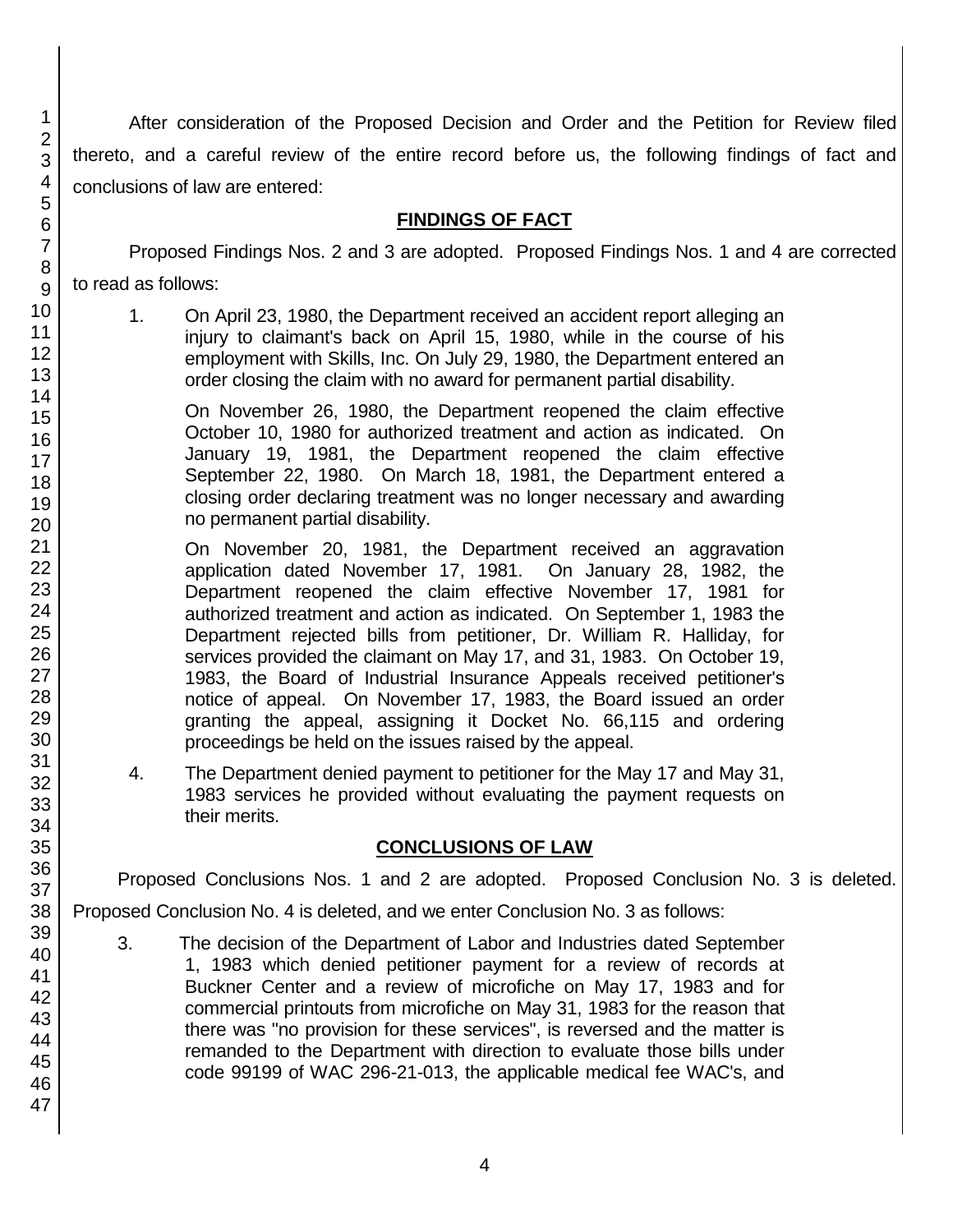After consideration of the Proposed Decision and Order and the Petition for Review filed thereto, and a careful review of the entire record before us, the following findings of fact and conclusions of law are entered:

## FINDINGS OF FACT

Proposed Findings Nos. 2 and 3 are adopted. Proposed Findings Nos. 1 and 4 are corrected to read as follows:

1. On April 23, 1980, the Department received an accident report alleging an injury to claimant's back on April 15, 1980, while in the course of his employment with Skills, Inc. On July 29, 1980, the Department entered an order closing the claim with no award for permanent partial disability.

   On November 26, 1980, the Department reopened the claim effective October 10, 1980 for authorized treatment and action as indicated. On January 19, 1981, the Department reopened the claim effective September 22, 1980. On March 18, 1981, the Department entered a closing order declaring treatment was no longer necessary and awarding no permanent partial disability.

   On November 20, 1981, the Department received an aggravation application dated November 17, 1981. On January 28, 1982, the Department reopened the claim effective November 17, 1981 for authorized treatment and action as indicated. On September 1, 1983 the Department rejected bills from petitioner, Dr. William R. Halliday, for services provided the claimant on May 17, and 31, 1983. On October 19, 1983, the Board of Industrial Insurance Appeals received petitioner's notice of appeal. On November 17, 1983, the Board issued an order granting the appeal, assigning it Docket No. 66,115 and ordering proceedings be held on the issues raised by the appeal.

4. The Department denied payment to petitioner for the May 17 and May 31, 1983 services he provided without evaluating the payment requests on their merits.

## CONCLUSIONS OF LAW

Proposed Conclusions Nos. 1 and 2 are adopted. Proposed Conclusion No. 3 is deleted. Proposed Conclusion No. 4 is deleted, and we enter Conclusion No. 3 as follows:

3. The decision of the Department of Labor and Industries dated September 1, 1983 which denied petitioner payment for a review of records at Buckner Center and a review of microfiche on May 17, 1983 and for commercial printouts from microfiche on May 31, 1983 for the reason that there was "no provision for these services", is reversed and the matter is remanded to the Department with direction to evaluate those bills under code 99199 of WAC 296-21-013, the applicable medical fee WAC's, and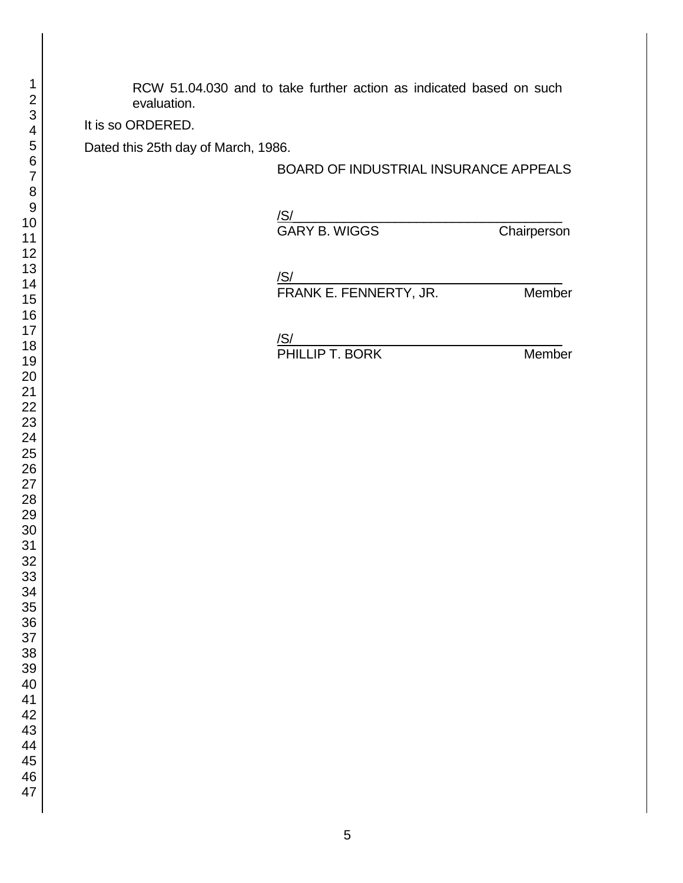RCW 51.04.030 and to take further action as indicated based on such evaluation.

It is so ORDERED.

Dated this 25th day of March, 1986.

BOARD OF INDUSTRIAL INSURANCE APPEALS

/S/
GARY B. WIGGS Chairperson

/S/
FRANK E. FENNERTY, JR. Member

/S/
PHILLIP T. BORK Member